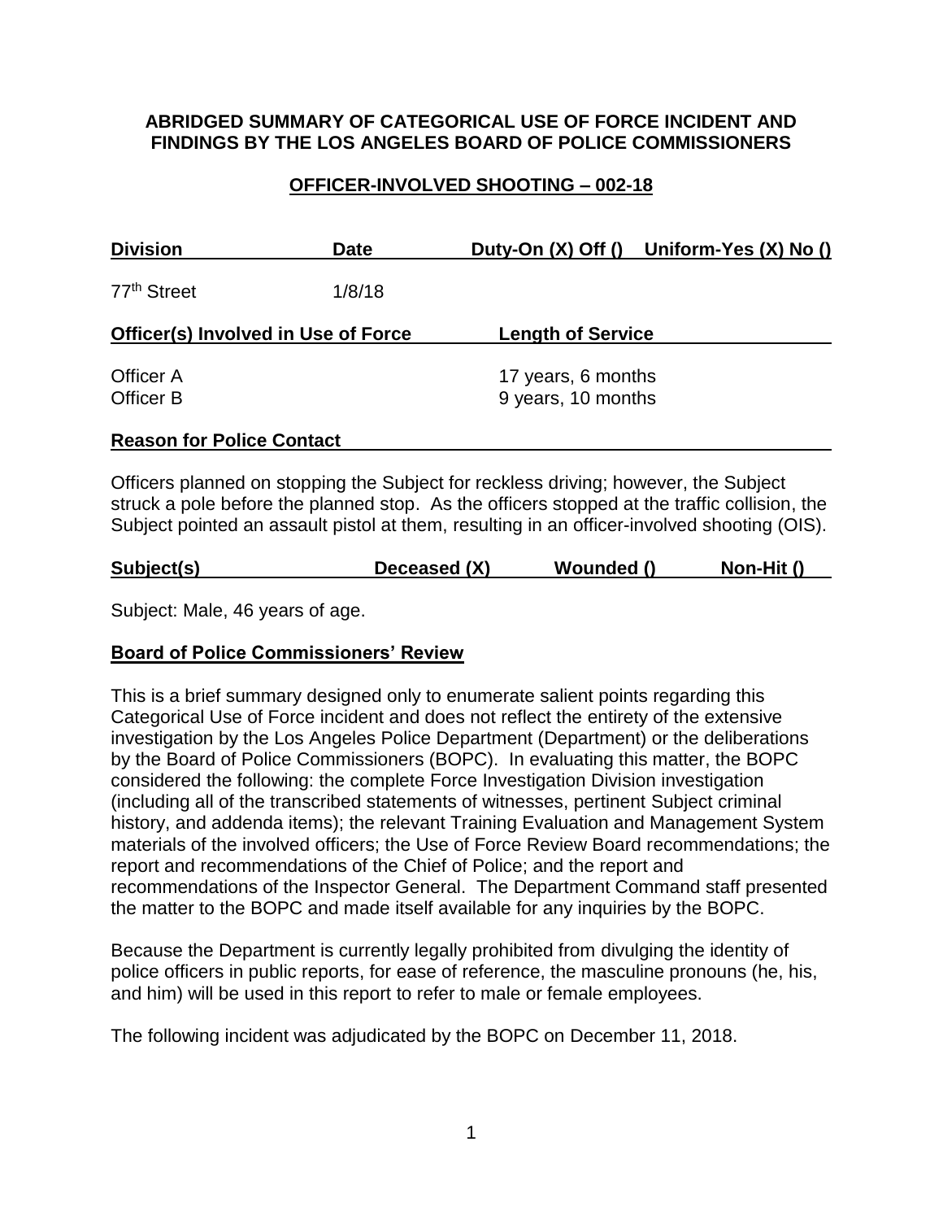**ABRIDGED SUMMARY OF CATEGORICAL USE OF FORCE INCIDENT AND FINDINGS BY THE LOS ANGELES BOARD OF POLICE COMMISSIONERS**

**OFFICER-INVOLVED SHOOTING – 002-18**

| Division | Date | Duty-On (X) Off () | Uniform-Yes (X) No () |
|---|---|---|---|
| 77th Street | 1/8/18 | | |

| Officer(s) Involved in Use of Force | Length of Service |
|---|---|
| Officer A | 17 years, 6 months |
| Officer B | 9 years, 10 months |

**Reason for Police Contact**

Officers planned on stopping the Subject for reckless driving; however, the Subject struck a pole before the planned stop. As the officers stopped at the traffic collision, the Subject pointed an assault pistol at them, resulting in an officer-involved shooting (OIS).

| Subject(s) | Deceased (X) | Wounded () | Non-Hit () |
|---|---|---|---|

Subject: Male, 46 years of age.

**Board of Police Commissioners' Review**

This is a brief summary designed only to enumerate salient points regarding this Categorical Use of Force incident and does not reflect the entirety of the extensive investigation by the Los Angeles Police Department (Department) or the deliberations by the Board of Police Commissioners (BOPC). In evaluating this matter, the BOPC considered the following: the complete Force Investigation Division investigation (including all of the transcribed statements of witnesses, pertinent Subject criminal history, and addenda items); the relevant Training Evaluation and Management System materials of the involved officers; the Use of Force Review Board recommendations; the report and recommendations of the Chief of Police; and the report and recommendations of the Inspector General. The Department Command staff presented the matter to the BOPC and made itself available for any inquiries by the BOPC.

Because the Department is currently legally prohibited from divulging the identity of police officers in public reports, for ease of reference, the masculine pronouns (he, his, and him) will be used in this report to refer to male or female employees.

The following incident was adjudicated by the BOPC on December 11, 2018.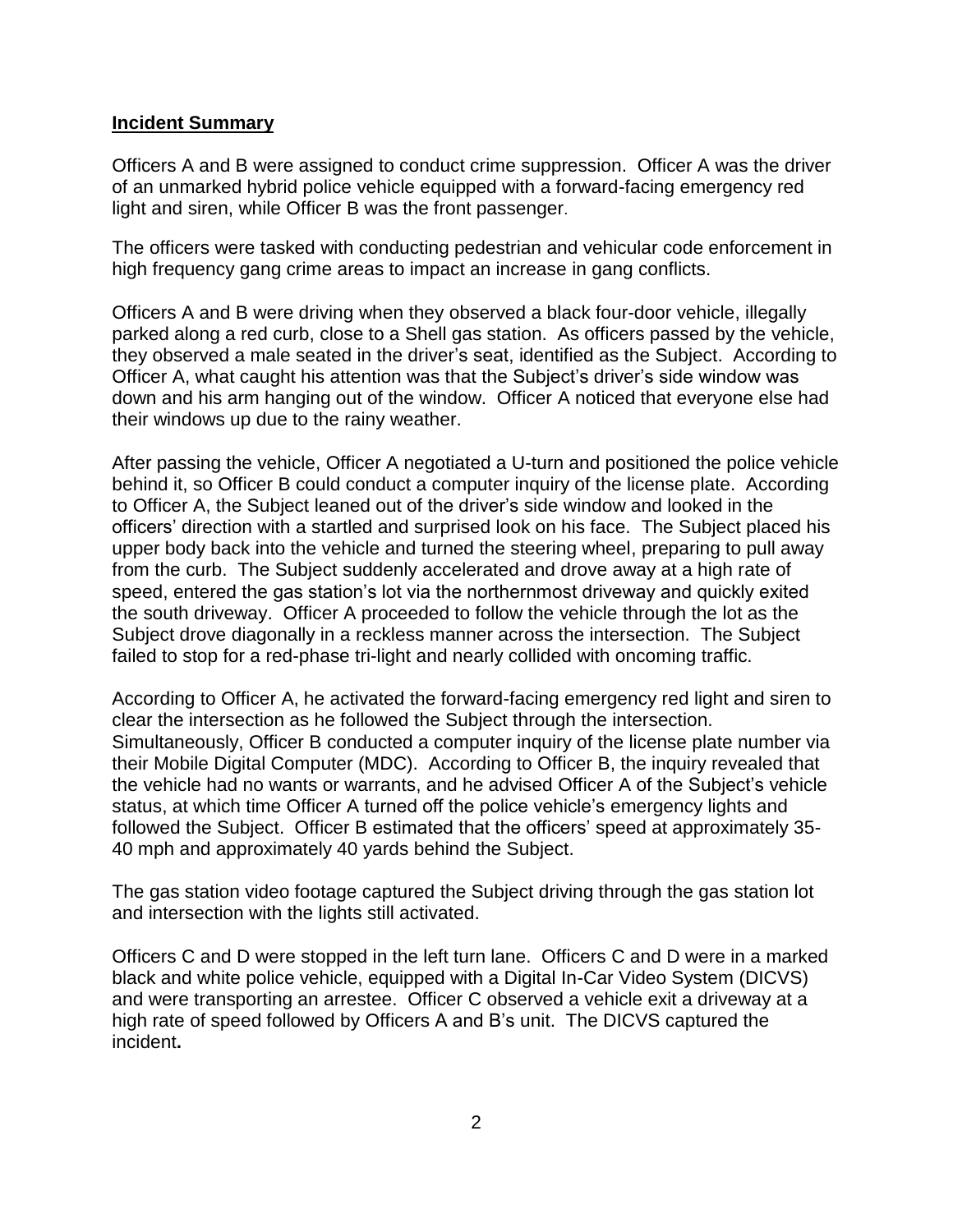**Incident Summary**

Officers A and B were assigned to conduct crime suppression. Officer A was the driver of an unmarked hybrid police vehicle equipped with a forward-facing emergency red light and siren, while Officer B was the front passenger.

The officers were tasked with conducting pedestrian and vehicular code enforcement in high frequency gang crime areas to impact an increase in gang conflicts.

Officers A and B were driving when they observed a black four-door vehicle, illegally parked along a red curb, close to a Shell gas station. As officers passed by the vehicle, they observed a male seated in the driver's seat, identified as the Subject. According to Officer A, what caught his attention was that the Subject's driver's side window was down and his arm hanging out of the window. Officer A noticed that everyone else had their windows up due to the rainy weather.

After passing the vehicle, Officer A negotiated a U-turn and positioned the police vehicle behind it, so Officer B could conduct a computer inquiry of the license plate. According to Officer A, the Subject leaned out of the driver's side window and looked in the officers' direction with a startled and surprised look on his face. The Subject placed his upper body back into the vehicle and turned the steering wheel, preparing to pull away from the curb. The Subject suddenly accelerated and drove away at a high rate of speed, entered the gas station's lot via the northernmost driveway and quickly exited the south driveway. Officer A proceeded to follow the vehicle through the lot as the Subject drove diagonally in a reckless manner across the intersection. The Subject failed to stop for a red-phase tri-light and nearly collided with oncoming traffic.

According to Officer A, he activated the forward-facing emergency red light and siren to clear the intersection as he followed the Subject through the intersection. Simultaneously, Officer B conducted a computer inquiry of the license plate number via their Mobile Digital Computer (MDC). According to Officer B, the inquiry revealed that the vehicle had no wants or warrants, and he advised Officer A of the Subject's vehicle status, at which time Officer A turned off the police vehicle's emergency lights and followed the Subject. Officer B estimated that the officers' speed at approximately 35-40 mph and approximately 40 yards behind the Subject.

The gas station video footage captured the Subject driving through the gas station lot and intersection with the lights still activated.

Officers C and D were stopped in the left turn lane. Officers C and D were in a marked black and white police vehicle, equipped with a Digital In-Car Video System (DICVS) and were transporting an arrestee. Officer C observed a vehicle exit a driveway at a high rate of speed followed by Officers A and B's unit. The DICVS captured the incident**.**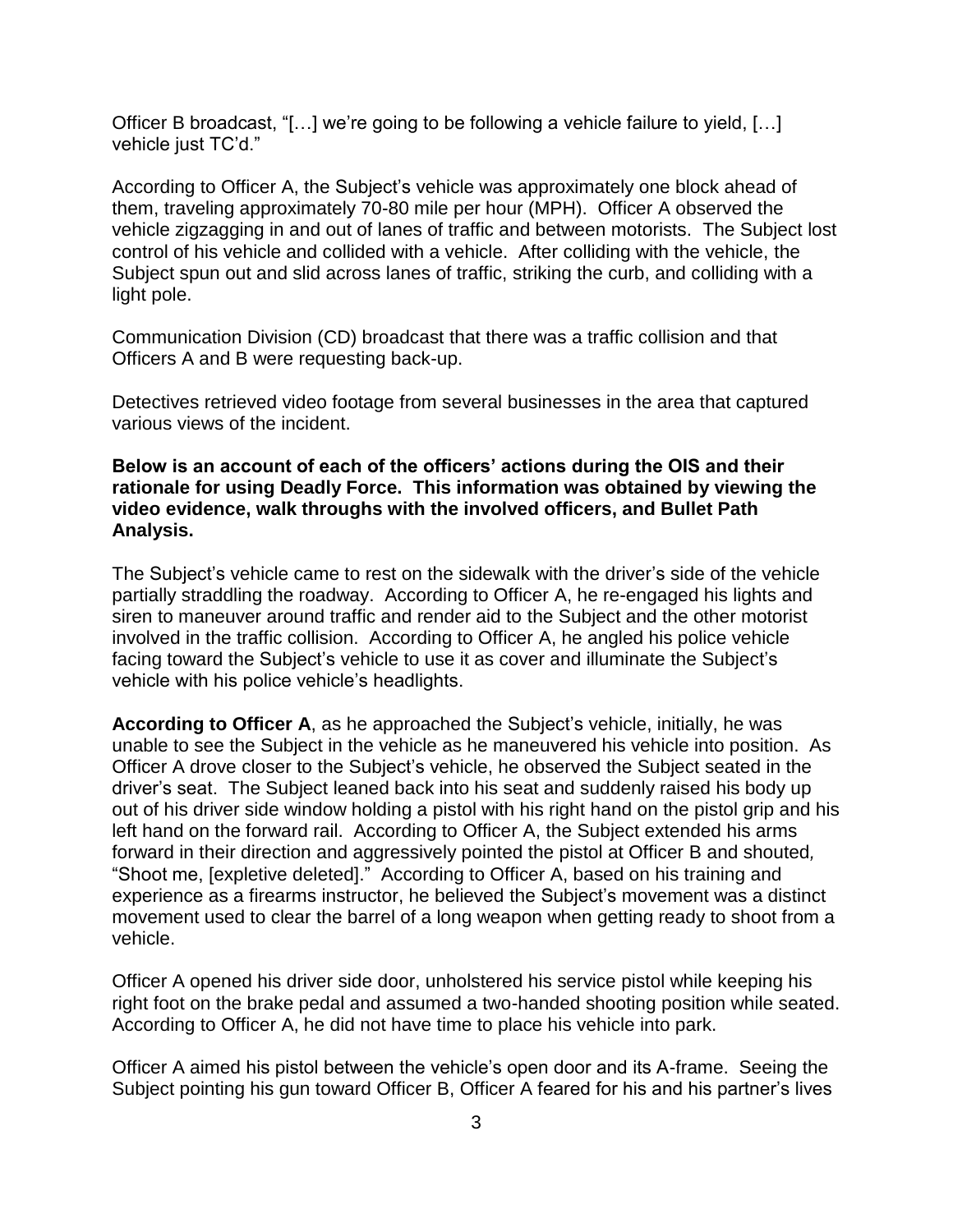Officer B broadcast, "[…] we're going to be following a vehicle failure to yield, […] vehicle just TC'd."

According to Officer A, the Subject's vehicle was approximately one block ahead of them, traveling approximately 70-80 mile per hour (MPH). Officer A observed the vehicle zigzagging in and out of lanes of traffic and between motorists. The Subject lost control of his vehicle and collided with a vehicle. After colliding with the vehicle, the Subject spun out and slid across lanes of traffic, striking the curb, and colliding with a light pole.

Communication Division (CD) broadcast that there was a traffic collision and that Officers A and B were requesting back-up.

Detectives retrieved video footage from several businesses in the area that captured various views of the incident.

**Below is an account of each of the officers' actions during the OIS and their rationale for using Deadly Force. This information was obtained by viewing the video evidence, walk throughs with the involved officers, and Bullet Path Analysis.**

The Subject's vehicle came to rest on the sidewalk with the driver's side of the vehicle partially straddling the roadway. According to Officer A, he re-engaged his lights and siren to maneuver around traffic and render aid to the Subject and the other motorist involved in the traffic collision. According to Officer A, he angled his police vehicle facing toward the Subject's vehicle to use it as cover and illuminate the Subject's vehicle with his police vehicle's headlights.

**According to Officer A**, as he approached the Subject's vehicle, initially, he was unable to see the Subject in the vehicle as he maneuvered his vehicle into position. As Officer A drove closer to the Subject's vehicle, he observed the Subject seated in the driver's seat. The Subject leaned back into his seat and suddenly raised his body up out of his driver side window holding a pistol with his right hand on the pistol grip and his left hand on the forward rail. According to Officer A, the Subject extended his arms forward in their direction and aggressively pointed the pistol at Officer B and shouted, "Shoot me, [expletive deleted]." According to Officer A, based on his training and experience as a firearms instructor, he believed the Subject's movement was a distinct movement used to clear the barrel of a long weapon when getting ready to shoot from a vehicle.

Officer A opened his driver side door, unholstered his service pistol while keeping his right foot on the brake pedal and assumed a two-handed shooting position while seated. According to Officer A, he did not have time to place his vehicle into park.

Officer A aimed his pistol between the vehicle's open door and its A-frame. Seeing the Subject pointing his gun toward Officer B, Officer A feared for his and his partner's lives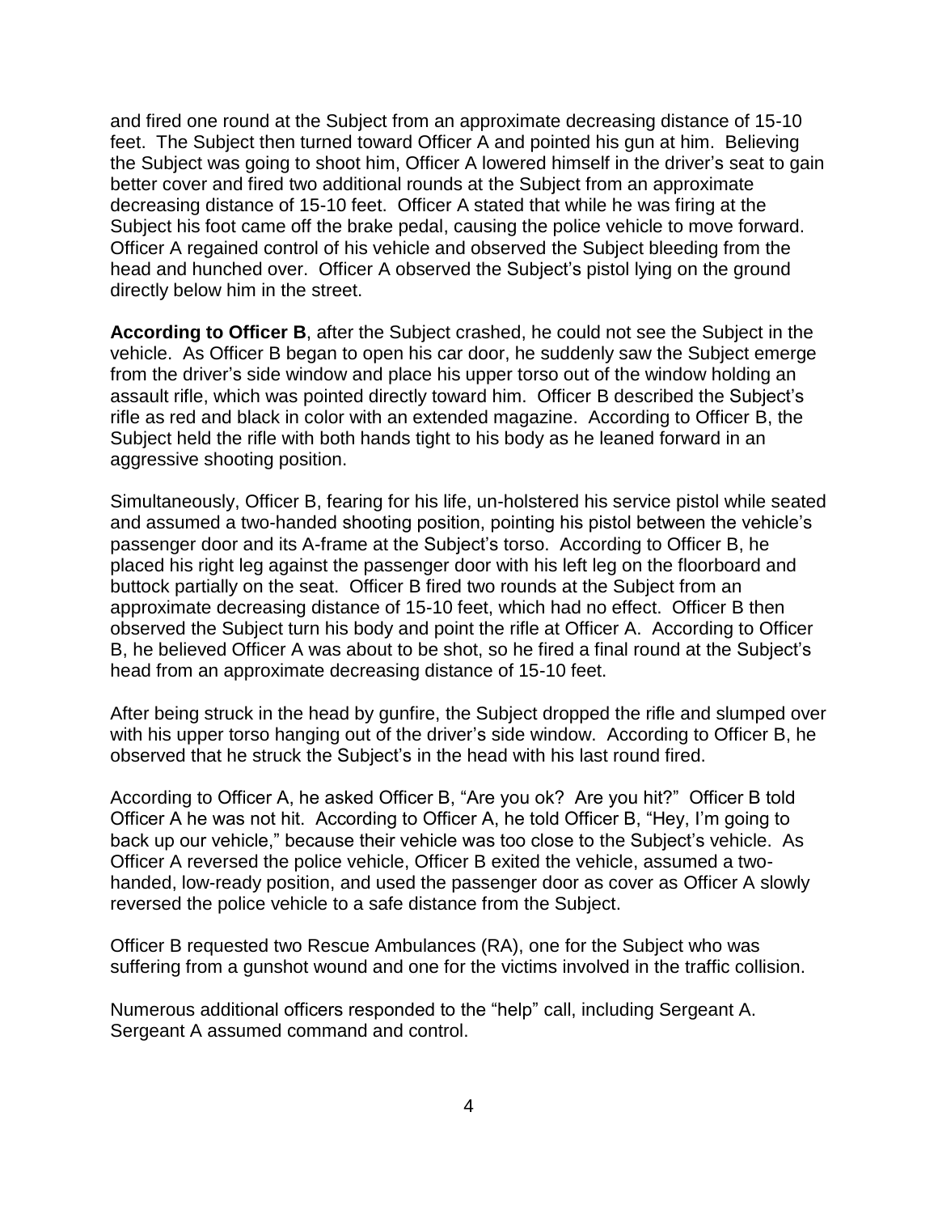and fired one round at the Subject from an approximate decreasing distance of 15-10 feet. The Subject then turned toward Officer A and pointed his gun at him. Believing the Subject was going to shoot him, Officer A lowered himself in the driver's seat to gain better cover and fired two additional rounds at the Subject from an approximate decreasing distance of 15-10 feet. Officer A stated that while he was firing at the Subject his foot came off the brake pedal, causing the police vehicle to move forward. Officer A regained control of his vehicle and observed the Subject bleeding from the head and hunched over. Officer A observed the Subject's pistol lying on the ground directly below him in the street.

**According to Officer B**, after the Subject crashed, he could not see the Subject in the vehicle. As Officer B began to open his car door, he suddenly saw the Subject emerge from the driver's side window and place his upper torso out of the window holding an assault rifle, which was pointed directly toward him. Officer B described the Subject's rifle as red and black in color with an extended magazine. According to Officer B, the Subject held the rifle with both hands tight to his body as he leaned forward in an aggressive shooting position.

Simultaneously, Officer B, fearing for his life, un-holstered his service pistol while seated and assumed a two-handed shooting position, pointing his pistol between the vehicle's passenger door and its A-frame at the Subject's torso. According to Officer B, he placed his right leg against the passenger door with his left leg on the floorboard and buttock partially on the seat. Officer B fired two rounds at the Subject from an approximate decreasing distance of 15-10 feet, which had no effect. Officer B then observed the Subject turn his body and point the rifle at Officer A. According to Officer B, he believed Officer A was about to be shot, so he fired a final round at the Subject's head from an approximate decreasing distance of 15-10 feet.

After being struck in the head by gunfire, the Subject dropped the rifle and slumped over with his upper torso hanging out of the driver's side window. According to Officer B, he observed that he struck the Subject's in the head with his last round fired.

According to Officer A, he asked Officer B, "Are you ok? Are you hit?" Officer B told Officer A he was not hit. According to Officer A, he told Officer B, "Hey, I'm going to back up our vehicle," because their vehicle was too close to the Subject's vehicle. As Officer A reversed the police vehicle, Officer B exited the vehicle, assumed a two-handed, low-ready position, and used the passenger door as cover as Officer A slowly reversed the police vehicle to a safe distance from the Subject.

Officer B requested two Rescue Ambulances (RA), one for the Subject who was suffering from a gunshot wound and one for the victims involved in the traffic collision.

Numerous additional officers responded to the "help" call, including Sergeant A. Sergeant A assumed command and control.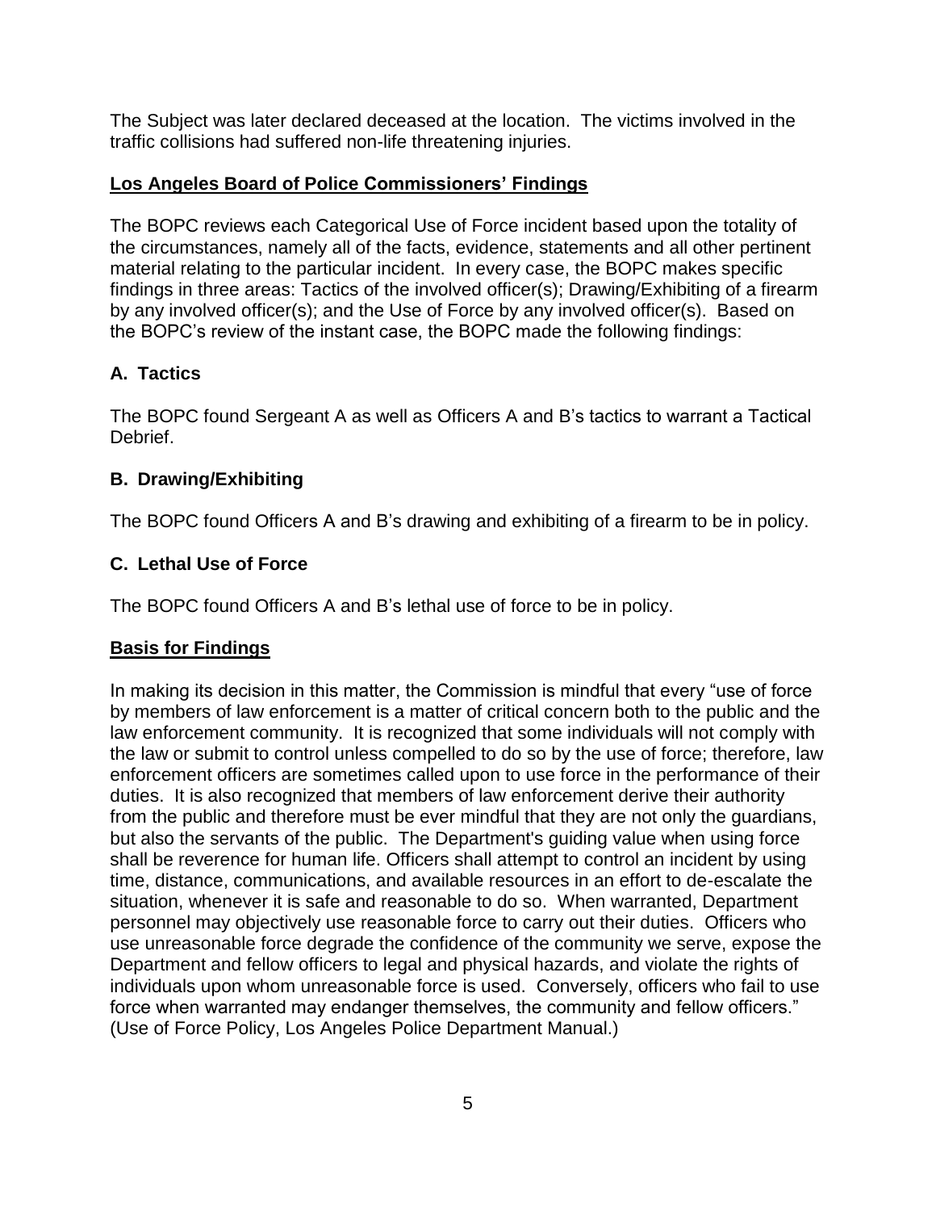The Subject was later declared deceased at the location. The victims involved in the traffic collisions had suffered non-life threatening injuries.

## Los Angeles Board of Police Commissioners' Findings

The BOPC reviews each Categorical Use of Force incident based upon the totality of the circumstances, namely all of the facts, evidence, statements and all other pertinent material relating to the particular incident. In every case, the BOPC makes specific findings in three areas: Tactics of the involved officer(s); Drawing/Exhibiting of a firearm by any involved officer(s); and the Use of Force by any involved officer(s). Based on the BOPC's review of the instant case, the BOPC made the following findings:

### A. Tactics

The BOPC found Sergeant A as well as Officers A and B's tactics to warrant a Tactical Debrief.

### B. Drawing/Exhibiting

The BOPC found Officers A and B's drawing and exhibiting of a firearm to be in policy.

### C. Lethal Use of Force

The BOPC found Officers A and B's lethal use of force to be in policy.

## Basis for Findings

In making its decision in this matter, the Commission is mindful that every "use of force by members of law enforcement is a matter of critical concern both to the public and the law enforcement community. It is recognized that some individuals will not comply with the law or submit to control unless compelled to do so by the use of force; therefore, law enforcement officers are sometimes called upon to use force in the performance of their duties. It is also recognized that members of law enforcement derive their authority from the public and therefore must be ever mindful that they are not only the guardians, but also the servants of the public. The Department's guiding value when using force shall be reverence for human life. Officers shall attempt to control an incident by using time, distance, communications, and available resources in an effort to de-escalate the situation, whenever it is safe and reasonable to do so. When warranted, Department personnel may objectively use reasonable force to carry out their duties. Officers who use unreasonable force degrade the confidence of the community we serve, expose the Department and fellow officers to legal and physical hazards, and violate the rights of individuals upon whom unreasonable force is used. Conversely, officers who fail to use force when warranted may endanger themselves, the community and fellow officers." (Use of Force Policy, Los Angeles Police Department Manual.)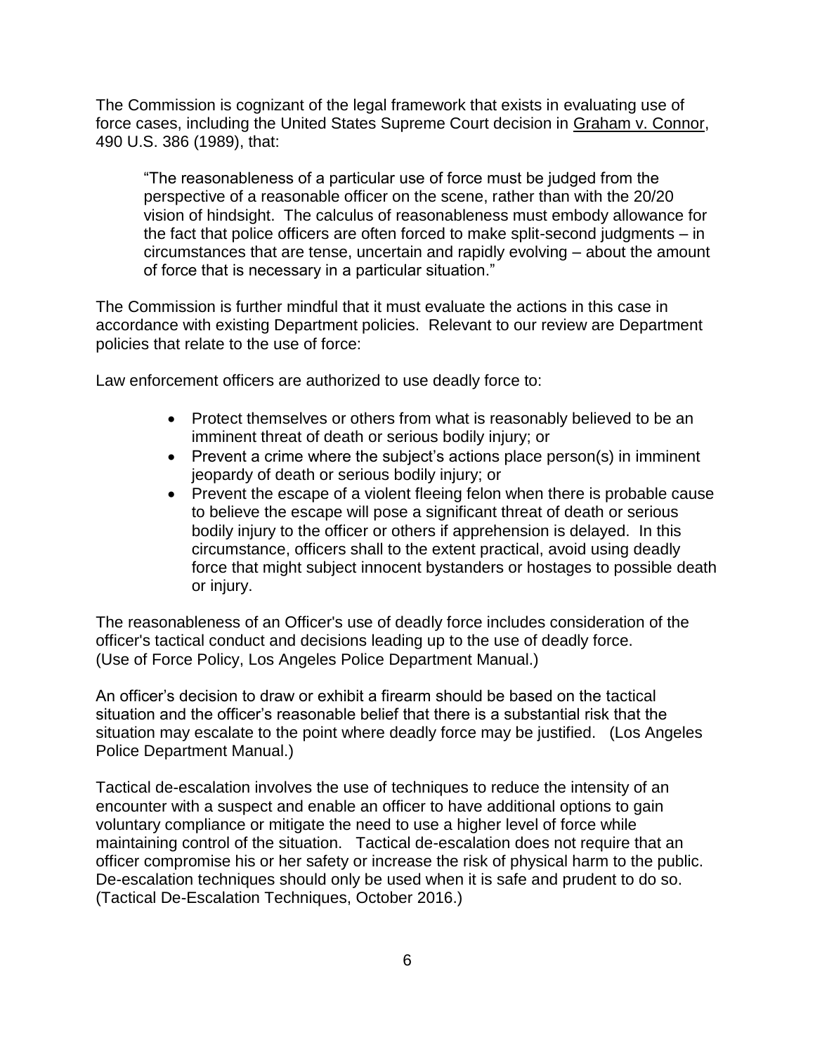The Commission is cognizant of the legal framework that exists in evaluating use of force cases, including the United States Supreme Court decision in Graham v. Connor, 490 U.S. 386 (1989), that:

> "The reasonableness of a particular use of force must be judged from the perspective of a reasonable officer on the scene, rather than with the 20/20 vision of hindsight. The calculus of reasonableness must embody allowance for the fact that police officers are often forced to make split-second judgments – in circumstances that are tense, uncertain and rapidly evolving – about the amount of force that is necessary in a particular situation."

The Commission is further mindful that it must evaluate the actions in this case in accordance with existing Department policies. Relevant to our review are Department policies that relate to the use of force:

Law enforcement officers are authorized to use deadly force to:

- Protect themselves or others from what is reasonably believed to be an imminent threat of death or serious bodily injury; or
- Prevent a crime where the subject's actions place person(s) in imminent jeopardy of death or serious bodily injury; or
- Prevent the escape of a violent fleeing felon when there is probable cause to believe the escape will pose a significant threat of death or serious bodily injury to the officer or others if apprehension is delayed. In this circumstance, officers shall to the extent practical, avoid using deadly force that might subject innocent bystanders or hostages to possible death or injury.

The reasonableness of an Officer's use of deadly force includes consideration of the officer's tactical conduct and decisions leading up to the use of deadly force. (Use of Force Policy, Los Angeles Police Department Manual.)

An officer's decision to draw or exhibit a firearm should be based on the tactical situation and the officer's reasonable belief that there is a substantial risk that the situation may escalate to the point where deadly force may be justified. (Los Angeles Police Department Manual.)

Tactical de-escalation involves the use of techniques to reduce the intensity of an encounter with a suspect and enable an officer to have additional options to gain voluntary compliance or mitigate the need to use a higher level of force while maintaining control of the situation. Tactical de-escalation does not require that an officer compromise his or her safety or increase the risk of physical harm to the public. De-escalation techniques should only be used when it is safe and prudent to do so. (Tactical De-Escalation Techniques, October 2016.)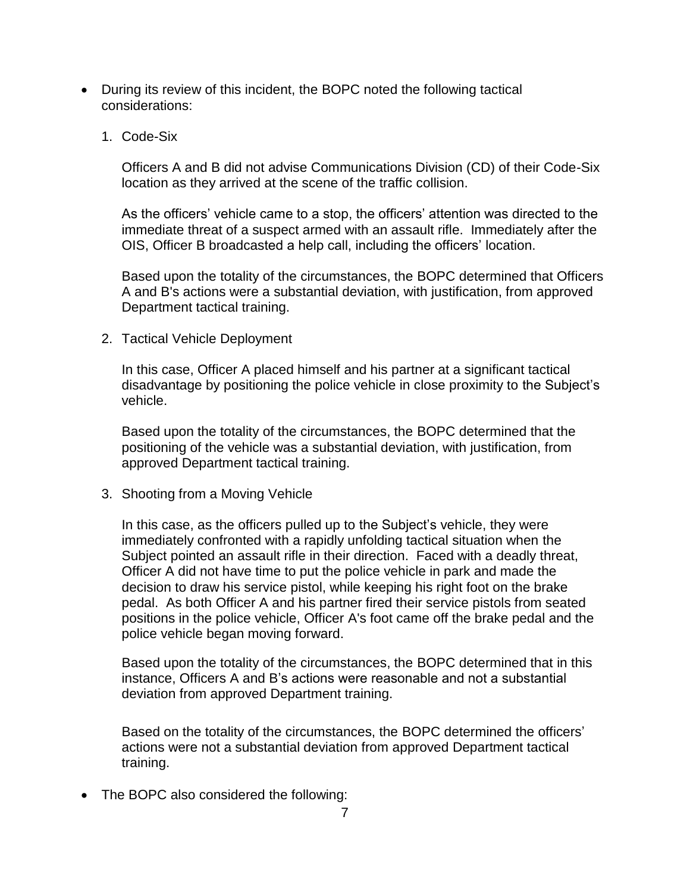- During its review of this incident, the BOPC noted the following tactical considerations:

  1. Code-Six

     Officers A and B did not advise Communications Division (CD) of their Code-Six location as they arrived at the scene of the traffic collision.

     As the officers' vehicle came to a stop, the officers' attention was directed to the immediate threat of a suspect armed with an assault rifle. Immediately after the OIS, Officer B broadcasted a help call, including the officers' location.

     Based upon the totality of the circumstances, the BOPC determined that Officers A and B's actions were a substantial deviation, with justification, from approved Department tactical training.

  2. Tactical Vehicle Deployment

     In this case, Officer A placed himself and his partner at a significant tactical disadvantage by positioning the police vehicle in close proximity to the Subject's vehicle.

     Based upon the totality of the circumstances, the BOPC determined that the positioning of the vehicle was a substantial deviation, with justification, from approved Department tactical training.

  3. Shooting from a Moving Vehicle

     In this case, as the officers pulled up to the Subject's vehicle, they were immediately confronted with a rapidly unfolding tactical situation when the Subject pointed an assault rifle in their direction. Faced with a deadly threat, Officer A did not have time to put the police vehicle in park and made the decision to draw his service pistol, while keeping his right foot on the brake pedal. As both Officer A and his partner fired their service pistols from seated positions in the police vehicle, Officer A's foot came off the brake pedal and the police vehicle began moving forward.

     Based upon the totality of the circumstances, the BOPC determined that in this instance, Officers A and B's actions were reasonable and not a substantial deviation from approved Department training.

     Based on the totality of the circumstances, the BOPC determined the officers' actions were not a substantial deviation from approved Department tactical training.

- The BOPC also considered the following: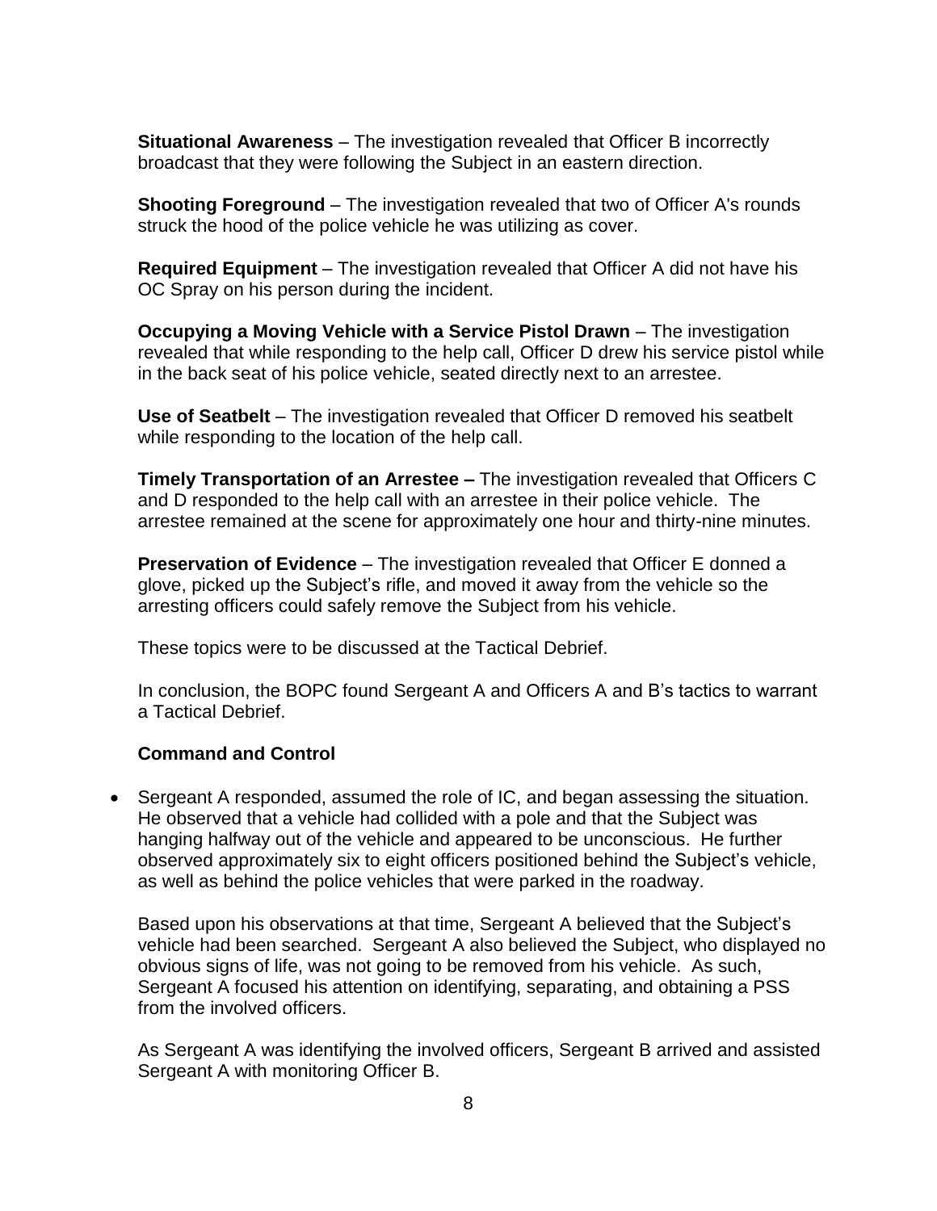**Situational Awareness** – The investigation revealed that Officer B incorrectly broadcast that they were following the Subject in an eastern direction.

**Shooting Foreground** – The investigation revealed that two of Officer A's rounds struck the hood of the police vehicle he was utilizing as cover.

**Required Equipment** – The investigation revealed that Officer A did not have his OC Spray on his person during the incident.

**Occupying a Moving Vehicle with a Service Pistol Drawn** – The investigation revealed that while responding to the help call, Officer D drew his service pistol while in the back seat of his police vehicle, seated directly next to an arrestee.

**Use of Seatbelt** – The investigation revealed that Officer D removed his seatbelt while responding to the location of the help call.

**Timely Transportation of an Arrestee –** The investigation revealed that Officers C and D responded to the help call with an arrestee in their police vehicle. The arrestee remained at the scene for approximately one hour and thirty-nine minutes.

**Preservation of Evidence** – The investigation revealed that Officer E donned a glove, picked up the Subject's rifle, and moved it away from the vehicle so the arresting officers could safely remove the Subject from his vehicle.

These topics were to be discussed at the Tactical Debrief.

In conclusion, the BOPC found Sergeant A and Officers A and B's tactics to warrant a Tactical Debrief.

**Command and Control**

- Sergeant A responded, assumed the role of IC, and began assessing the situation. He observed that a vehicle had collided with a pole and that the Subject was hanging halfway out of the vehicle and appeared to be unconscious. He further observed approximately six to eight officers positioned behind the Subject's vehicle, as well as behind the police vehicles that were parked in the roadway.

  Based upon his observations at that time, Sergeant A believed that the Subject's vehicle had been searched. Sergeant A also believed the Subject, who displayed no obvious signs of life, was not going to be removed from his vehicle. As such, Sergeant A focused his attention on identifying, separating, and obtaining a PSS from the involved officers.

  As Sergeant A was identifying the involved officers, Sergeant B arrived and assisted Sergeant A with monitoring Officer B.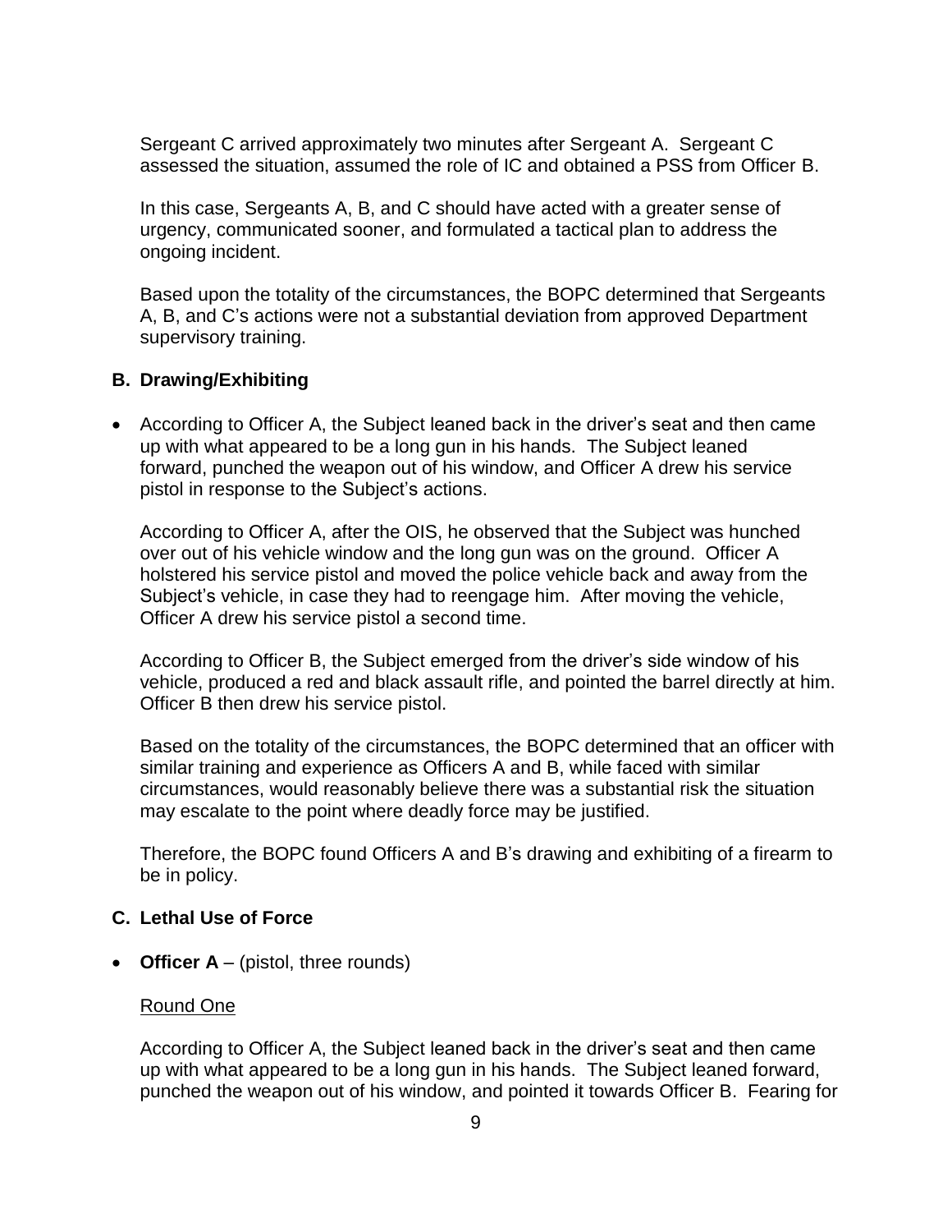Sergeant C arrived approximately two minutes after Sergeant A. Sergeant C assessed the situation, assumed the role of IC and obtained a PSS from Officer B.

In this case, Sergeants A, B, and C should have acted with a greater sense of urgency, communicated sooner, and formulated a tactical plan to address the ongoing incident.

Based upon the totality of the circumstances, the BOPC determined that Sergeants A, B, and C's actions were not a substantial deviation from approved Department supervisory training.

### B. Drawing/Exhibiting

- According to Officer A, the Subject leaned back in the driver's seat and then came up with what appeared to be a long gun in his hands. The Subject leaned forward, punched the weapon out of his window, and Officer A drew his service pistol in response to the Subject's actions.

  According to Officer A, after the OIS, he observed that the Subject was hunched over out of his vehicle window and the long gun was on the ground. Officer A holstered his service pistol and moved the police vehicle back and away from the Subject's vehicle, in case they had to reengage him. After moving the vehicle, Officer A drew his service pistol a second time.

  According to Officer B, the Subject emerged from the driver's side window of his vehicle, produced a red and black assault rifle, and pointed the barrel directly at him. Officer B then drew his service pistol.

  Based on the totality of the circumstances, the BOPC determined that an officer with similar training and experience as Officers A and B, while faced with similar circumstances, would reasonably believe there was a substantial risk the situation may escalate to the point where deadly force may be justified.

  Therefore, the BOPC found Officers A and B's drawing and exhibiting of a firearm to be in policy.

### C. Lethal Use of Force

- **Officer A** – (pistol, three rounds)

  <u>Round One</u>

  According to Officer A, the Subject leaned back in the driver's seat and then came up with what appeared to be a long gun in his hands. The Subject leaned forward, punched the weapon out of his window, and pointed it towards Officer B. Fearing for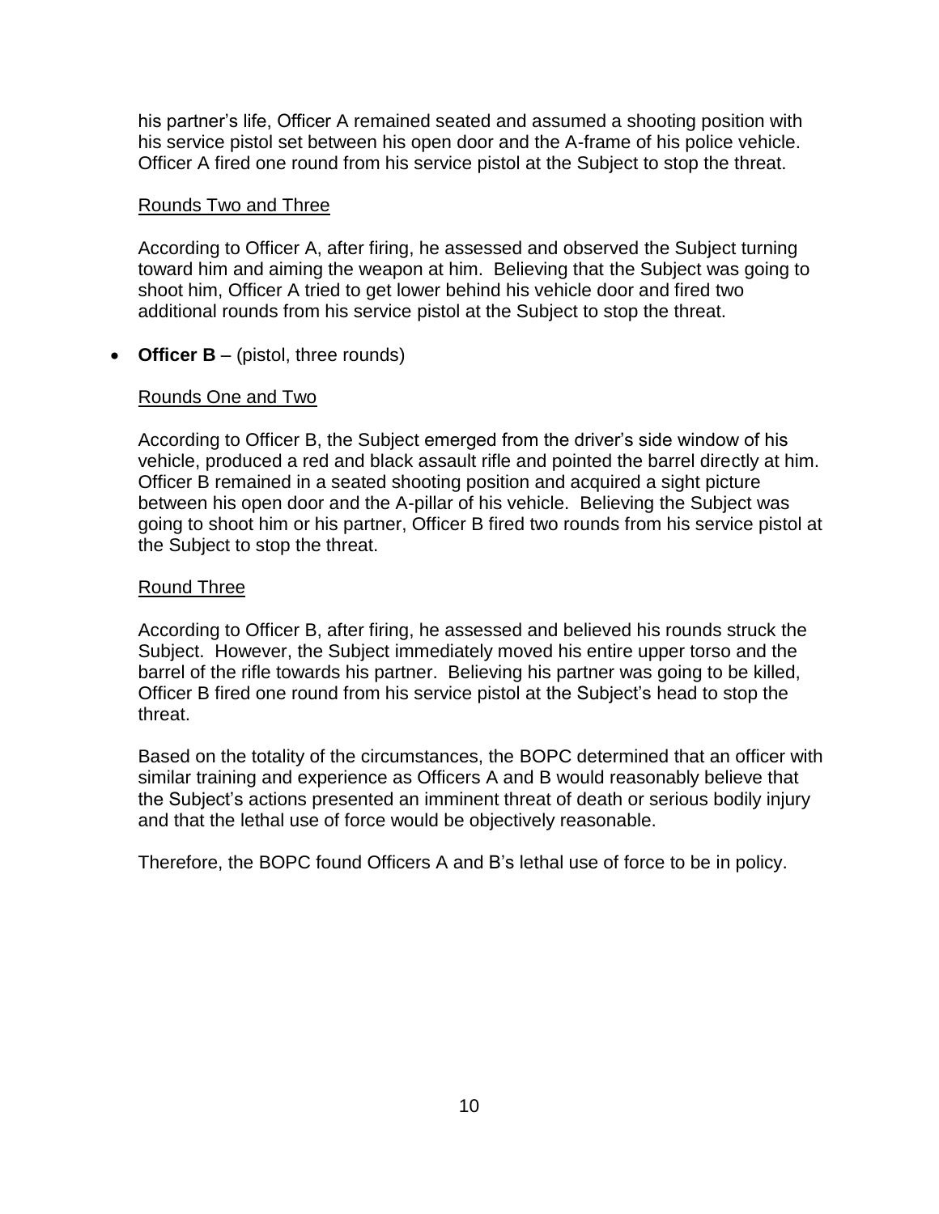his partner's life, Officer A remained seated and assumed a shooting position with his service pistol set between his open door and the A-frame of his police vehicle. Officer A fired one round from his service pistol at the Subject to stop the threat.

Rounds Two and Three

According to Officer A, after firing, he assessed and observed the Subject turning toward him and aiming the weapon at him. Believing that the Subject was going to shoot him, Officer A tried to get lower behind his vehicle door and fired two additional rounds from his service pistol at the Subject to stop the threat.

- **Officer B** – (pistol, three rounds)

  Rounds One and Two

  According to Officer B, the Subject emerged from the driver's side window of his vehicle, produced a red and black assault rifle and pointed the barrel directly at him. Officer B remained in a seated shooting position and acquired a sight picture between his open door and the A-pillar of his vehicle. Believing the Subject was going to shoot him or his partner, Officer B fired two rounds from his service pistol at the Subject to stop the threat.

  Round Three

  According to Officer B, after firing, he assessed and believed his rounds struck the Subject. However, the Subject immediately moved his entire upper torso and the barrel of the rifle towards his partner. Believing his partner was going to be killed, Officer B fired one round from his service pistol at the Subject's head to stop the threat.

Based on the totality of the circumstances, the BOPC determined that an officer with similar training and experience as Officers A and B would reasonably believe that the Subject's actions presented an imminent threat of death or serious bodily injury and that the lethal use of force would be objectively reasonable.

Therefore, the BOPC found Officers A and B's lethal use of force to be in policy.